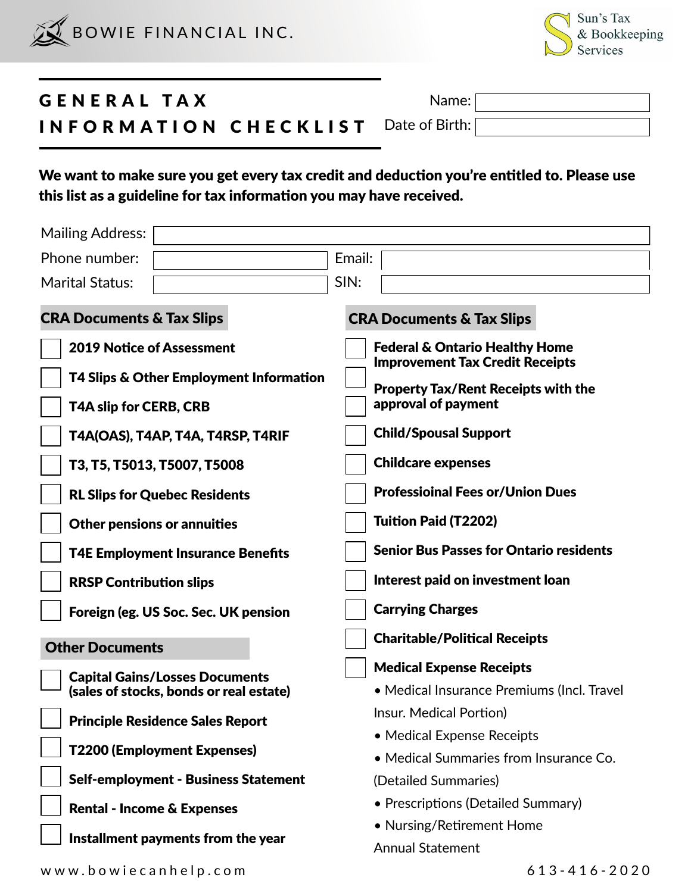BOWIE FINANCIAL INC.

Sun's Tax & Bookkeeping Services

# GENERAL TAX INFORMATION CHECKLIST

Name:

Date of Birth:

**We want to make sure you get every tax credit and deduction you're entitled to. Please use this list as a guideline for tax information you may have received.**

Mailing Address:

Phone number:

Email:

Marital Status:

SIN:

## CRA Documents & Tax Slips

- [ ] **2019 Notice of Assessment**
- [ ] **T4 Slips & Other Employment Information**
- [ ] **T4A slip for CERB, CRB**
- [ ] **T4A(OAS), T4AP, T4A, T4RSP, T4RIF**
- [ ] **T3, T5, T5013, T5007, T5008**
- [ ] **RL Slips for Quebec Residents**
- [ ] **Other pensions or annuities**
- [ ] **T4E Employment Insurance Benefits**
- [ ] **RRSP Contribution slips**
- [ ] **Foreign (eg. US Soc. Sec. UK pension**

## Other Documents

- [ ] **Capital Gains/Losses Documents (sales of stocks, bonds or real estate)**
- [ ] **Principle Residence Sales Report**
- [ ] **T2200 (Employment Expenses)**
- [ ] **Self-employment - Business Statement**
- [ ] **Rental - Income & Expenses**
- [ ] **Installment payments from the year**

## CRA Documents & Tax Slips

- [ ] **Federal & Ontario Healthy Home Improvement Tax Credit Receipts**
- [ ] 
- [ ] **Property Tax/Rent Receipts with the approval of payment**
- [ ] **Child/Spousal Support**
- [ ] **Childcare expenses**
- [ ] **Professioinal Fees or/Union Dues**
- [ ] **Tuition Paid (T2202)**
- [ ] **Senior Bus Passes for Ontario residents**
- [ ] **Interest paid on investment loan**
- [ ] **Carrying Charges**
- [ ] **Charitable/Political Receipts**
- [ ] **Medical Expense Receipts**
  - Medical Insurance Premiums (Incl. Travel Insur. Medical Portion)
  - Medical Expense Receipts
  - Medical Summaries from Insurance Co. (Detailed Summaries)
  - Prescriptions (Detailed Summary)
  - Nursing/Retirement Home Annual Statement

www.bowiecanhelp.com

613-416-2020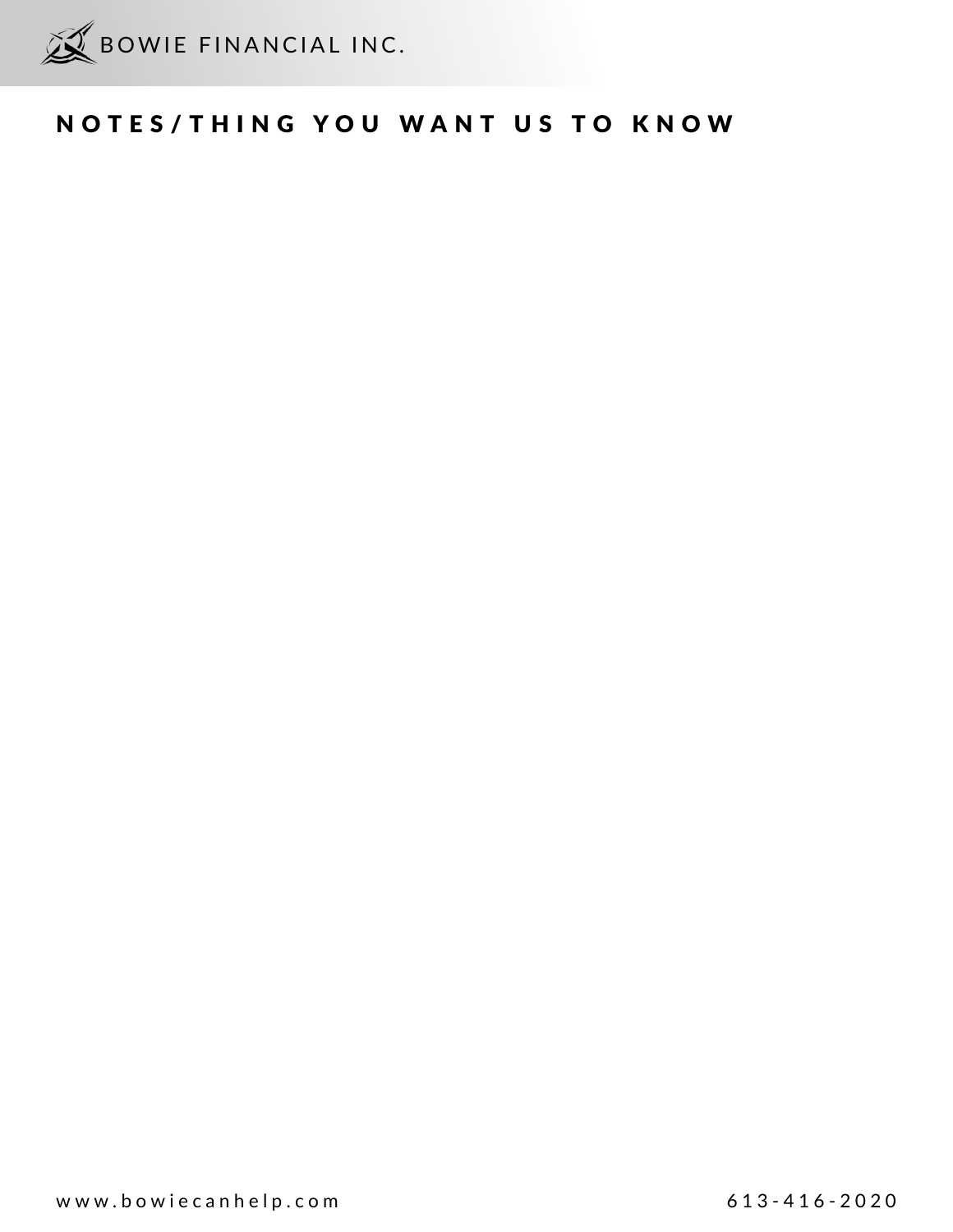## NOTES/THING YOU WANT US TO KNOW